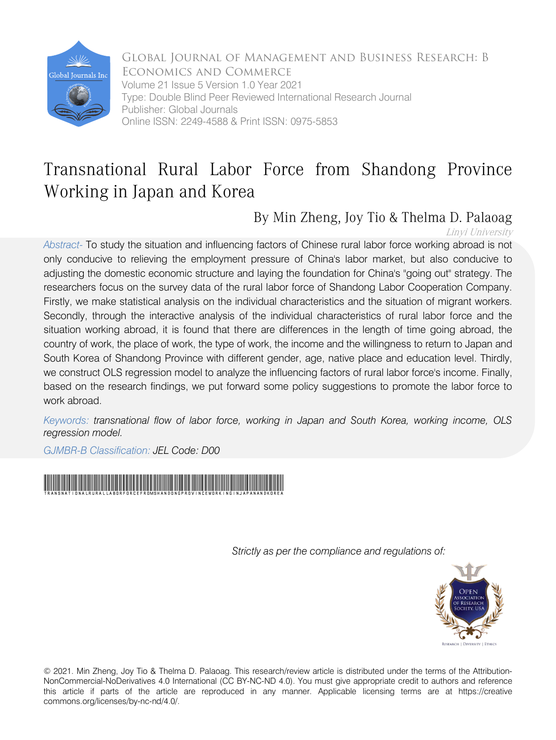Global Journal of Management and Business Research: B Economics and Commerce
Volume 21 Issue 5 Version 1.0 Year 2021
Type: Double Blind Peer Reviewed International Research Journal
Publisher: Global Journals
Online ISSN: 2249-4588 & Print ISSN: 0975-5853

# Transnational Rural Labor Force from Shandong Province Working in Japan and Korea

By Min Zheng, Joy Tio & Thelma D. Palaoag

*Linyi University*

*Abstract-* To study the situation and influencing factors of Chinese rural labor force working abroad is not only conducive to relieving the employment pressure of China's labor market, but also conducive to adjusting the domestic economic structure and laying the foundation for China's "going out" strategy. The researchers focus on the survey data of the rural labor force of Shandong Labor Cooperation Company. Firstly, we make statistical analysis on the individual characteristics and the situation of migrant workers. Secondly, through the interactive analysis of the individual characteristics of rural labor force and the situation working abroad, it is found that there are differences in the length of time going abroad, the country of work, the place of work, the type of work, the income and the willingness to return to Japan and South Korea of Shandong Province with different gender, age, native place and education level. Thirdly, we construct OLS regression model to analyze the influencing factors of rural labor force's income. Finally, based on the research findings, we put forward some policy suggestions to promote the labor force to work abroad.

*Keywords: transnational flow of labor force, working in Japan and South Korea, working income, OLS regression model.*

*GJMBR-B Classification: JEL Code: D00*

TRANSNATIONALRURALLABORFORCEFROMSHANDONGPROVINCEWORKINGINJAPANANDKOREA

*Strictly as per the compliance and regulations of:*

© 2021. Min Zheng, Joy Tio & Thelma D. Palaoag. This research/review article is distributed under the terms of the Attribution-NonCommercial-NoDerivatives 4.0 International (CC BY-NC-ND 4.0). You must give appropriate credit to authors and reference this article if parts of the article are reproduced in any manner. Applicable licensing terms are at https://creative commons.org/licenses/by-nc-nd/4.0/.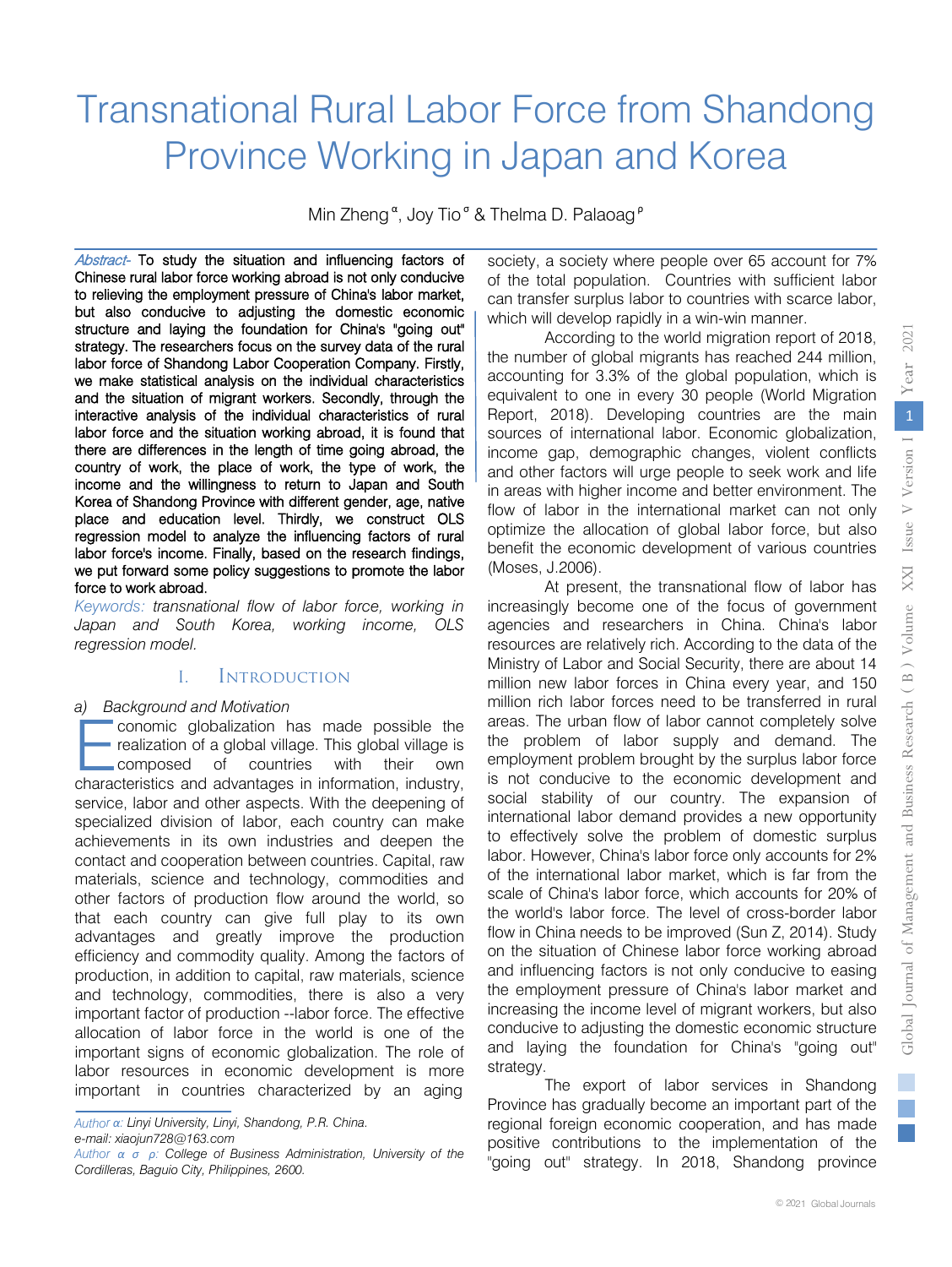# Transnational Rural Labor Force from Shandong Province Working in Japan and Korea

Min Zheng [α], Joy Tio [σ] & Thelma D. Palaoag [ρ]

*Abstract-* To study the situation and influencing factors of Chinese rural labor force working abroad is not only conducive to relieving the employment pressure of China's labor market, but also conducive to adjusting the domestic economic structure and laying the foundation for China's "going out" strategy. The researchers focus on the survey data of the rural labor force of Shandong Labor Cooperation Company. Firstly, we make statistical analysis on the individual characteristics and the situation of migrant workers. Secondly, through the interactive analysis of the individual characteristics of rural labor force and the situation working abroad, it is found that there are differences in the length of time going abroad, the country of work, the place of work, the type of work, the income and the willingness to return to Japan and South Korea of Shandong Province with different gender, age, native place and education level. Thirdly, we construct OLS regression model to analyze the influencing factors of rural labor force's income. Finally, based on the research findings, we put forward some policy suggestions to promote the labor force to work abroad.

*Keywords: transnational flow of labor force, working in Japan and South Korea, working income, OLS regression model.*

## I. Introduction

### a) Background and Motivation

Economic globalization has made possible the realization of a global village. This global village is composed of countries with their own characteristics and advantages in information, industry, service, labor and other aspects. With the deepening of specialized division of labor, each country can make achievements in its own industries and deepen the contact and cooperation between countries. Capital, raw materials, science and technology, commodities and other factors of production flow around the world, so that each country can give full play to its own advantages and greatly improve the production efficiency and commodity quality. Among the factors of production, in addition to capital, raw materials, science and technology, commodities, there is also a very important factor of production --labor force. The effective allocation of labor force in the world is one of the important signs of economic globalization. The role of labor resources in economic development is more important in countries characterized by an aging society, a society where people over 65 account for 7% of the total population. Countries with sufficient labor can transfer surplus labor to countries with scarce labor, which will develop rapidly in a win-win manner.

According to the world migration report of 2018, the number of global migrants has reached 244 million, accounting for 3.3% of the global population, which is equivalent to one in every 30 people (World Migration Report, 2018). Developing countries are the main sources of international labor. Economic globalization, income gap, demographic changes, violent conflicts and other factors will urge people to seek work and life in areas with higher income and better environment. The flow of labor in the international market can not only optimize the allocation of global labor force, but also benefit the economic development of various countries (Moses, J.2006).

At present, the transnational flow of labor has increasingly become one of the focus of government agencies and researchers in China. China's labor resources are relatively rich. According to the data of the Ministry of Labor and Social Security, there are about 14 million new labor forces in China every year, and 150 million rich labor forces need to be transferred in rural areas. The urban flow of labor cannot completely solve the problem of labor supply and demand. The employment problem brought by the surplus labor force is not conducive to the economic development and social stability of our country. The expansion of international labor demand provides a new opportunity to effectively solve the problem of domestic surplus labor. However, China's labor force only accounts for 2% of the international labor market, which is far from the scale of China's labor force, which accounts for 20% of the world's labor force. The level of cross-border labor flow in China needs to be improved (Sun Z, 2014). Study on the situation of Chinese labor force working abroad and influencing factors is not only conducive to easing the employment pressure of China's labor market and increasing the income level of migrant workers, but also conducive to adjusting the domestic economic structure and laying the foundation for China's "going out" strategy.

The export of labor services in Shandong Province has gradually become an important part of the regional foreign economic cooperation, and has made positive contributions to the implementation of the "going out" strategy. In 2018, Shandong province

---

*Author α: Linyi University, Linyi, Shandong, P.R. China.*
*e-mail: xiaojun728@163.com*
*Author α σ ρ: College of Business Administration, University of the Cordilleras, Baguio City, Philippines, 2600.*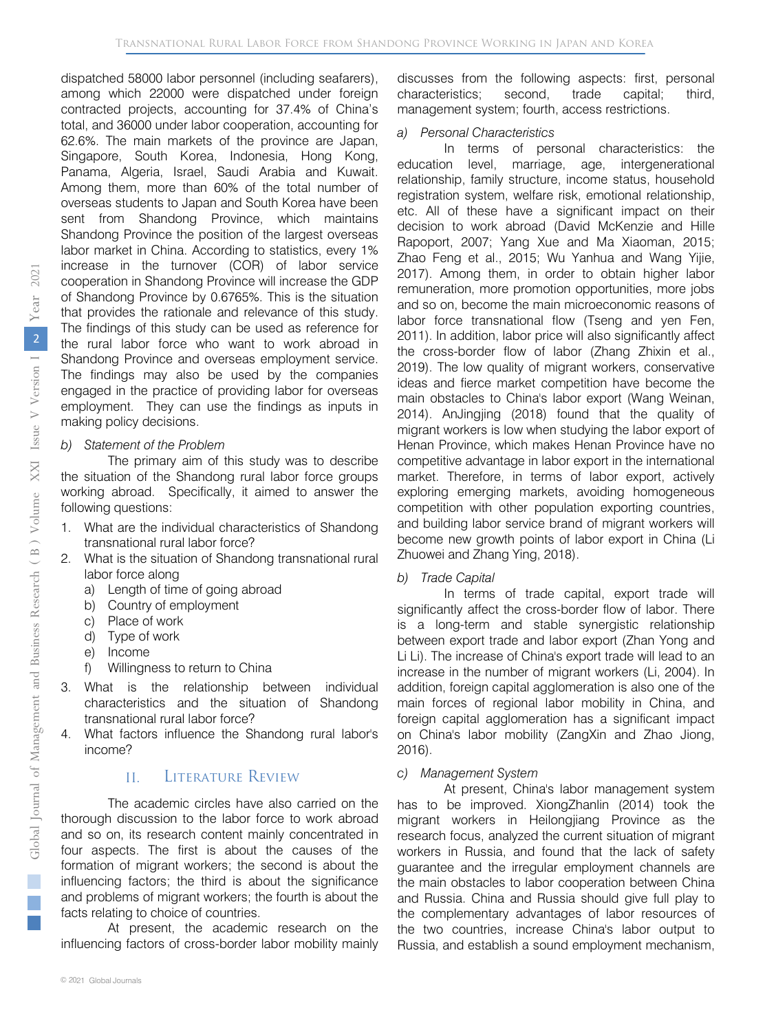dispatched 58000 labor personnel (including seafarers), among which 22000 were dispatched under foreign contracted projects, accounting for 37.4% of China's total, and 36000 under labor cooperation, accounting for 62.6%. The main markets of the province are Japan, Singapore, South Korea, Indonesia, Hong Kong, Panama, Algeria, Israel, Saudi Arabia and Kuwait. Among them, more than 60% of the total number of overseas students to Japan and South Korea have been sent from Shandong Province, which maintains Shandong Province the position of the largest overseas labor market in China. According to statistics, every 1% increase in the turnover (COR) of labor service cooperation in Shandong Province will increase the GDP of Shandong Province by 0.6765%. This is the situation that provides the rationale and relevance of this study. The findings of this study can be used as reference for the rural labor force who want to work abroad in Shandong Province and overseas employment service. The findings may also be used by the companies engaged in the practice of providing labor for overseas employment. They can use the findings as inputs in making policy decisions.

*b) Statement of the Problem*

The primary aim of this study was to describe the situation of the Shandong rural labor force groups working abroad. Specifically, it aimed to answer the following questions:

1. What are the individual characteristics of Shandong transnational rural labor force?
2. What is the situation of Shandong transnational rural labor force along
   a) Length of time of going abroad
   b) Country of employment
   c) Place of work
   d) Type of work
   e) Income
   f) Willingness to return to China
3. What is the relationship between individual characteristics and the situation of Shandong transnational rural labor force?
4. What factors influence the Shandong rural labor's income?

## II. Literature Review

The academic circles have also carried on the thorough discussion to the labor force to work abroad and so on, its research content mainly concentrated in four aspects. The first is about the causes of the formation of migrant workers; the second is about the influencing factors; the third is about the significance and problems of migrant workers; the fourth is about the facts relating to choice of countries.

At present, the academic research on the influencing factors of cross-border labor mobility mainly discusses from the following aspects: first, personal characteristics; second, trade capital; third, management system; fourth, access restrictions.

*a) Personal Characteristics*

In terms of personal characteristics: the education level, marriage, age, intergenerational relationship, family structure, income status, household registration system, welfare risk, emotional relationship, etc. All of these have a significant impact on their decision to work abroad (David McKenzie and Hille Rapoport, 2007; Yang Xue and Ma Xiaoman, 2015; Zhao Feng et al., 2015; Wu Yanhua and Wang Yijie, 2017). Among them, in order to obtain higher labor remuneration, more promotion opportunities, more jobs and so on, become the main microeconomic reasons of labor force transnational flow (Tseng and yen Fen, 2011). In addition, labor price will also significantly affect the cross-border flow of labor (Zhang Zhixin et al., 2019). The low quality of migrant workers, conservative ideas and fierce market competition have become the main obstacles to China's labor export (Wang Weinan, 2014). AnJingjing (2018) found that the quality of migrant workers is low when studying the labor export of Henan Province, which makes Henan Province have no competitive advantage in labor export in the international market. Therefore, in terms of labor export, actively exploring emerging markets, avoiding homogeneous competition with other population exporting countries, and building labor service brand of migrant workers will become new growth points of labor export in China (Li Zhuowei and Zhang Ying, 2018).

*b) Trade Capital*

In terms of trade capital, export trade will significantly affect the cross-border flow of labor. There is a long-term and stable synergistic relationship between export trade and labor export (Zhan Yong and Li Li). The increase of China's export trade will lead to an increase in the number of migrant workers (Li, 2004). In addition, foreign capital agglomeration is also one of the main forces of regional labor mobility in China, and foreign capital agglomeration has a significant impact on China's labor mobility (ZangXin and Zhao Jiong, 2016).

*c) Management System*

At present, China's labor management system has to be improved. XiongZhanlin (2014) took the migrant workers in Heilongjiang Province as the research focus, analyzed the current situation of migrant workers in Russia, and found that the lack of safety guarantee and the irregular employment channels are the main obstacles to labor cooperation between China and Russia. China and Russia should give full play to the complementary advantages of labor resources of the two countries, increase China's labor output to Russia, and establish a sound employment mechanism,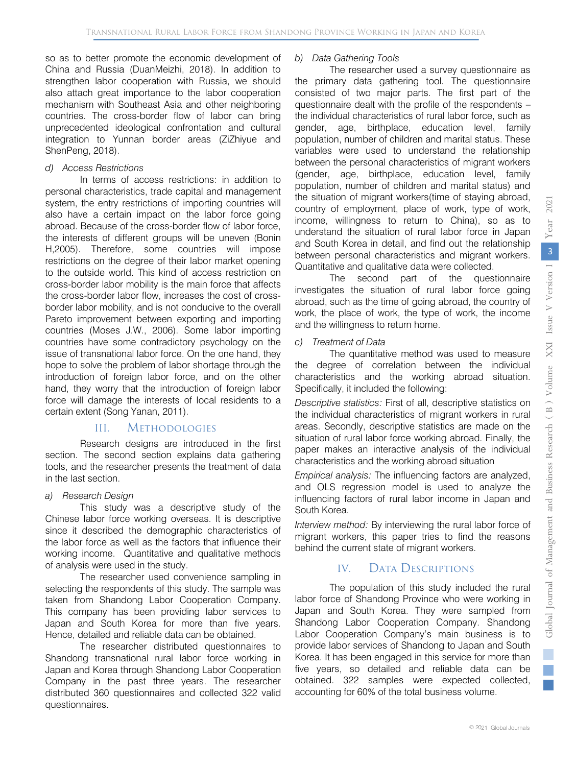so as to better promote the economic development of China and Russia (DuanMeizhi, 2018). In addition to strengthen labor cooperation with Russia, we should also attach great importance to the labor cooperation mechanism with Southeast Asia and other neighboring countries. The cross-border flow of labor can bring unprecedented ideological confrontation and cultural integration to Yunnan border areas (ZiZhiyue and ShenPeng, 2018).

*d) Access Restrictions*

In terms of access restrictions: in addition to personal characteristics, trade capital and management system, the entry restrictions of importing countries will also have a certain impact on the labor force going abroad. Because of the cross-border flow of labor force, the interests of different groups will be uneven (Bonin H,2005). Therefore, some countries will impose restrictions on the degree of their labor market opening to the outside world. This kind of access restriction on cross-border labor mobility is the main force that affects the cross-border labor flow, increases the cost of cross-border labor mobility, and is not conducive to the overall Pareto improvement between exporting and importing countries (Moses J.W., 2006). Some labor importing countries have some contradictory psychology on the issue of transnational labor force. On the one hand, they hope to solve the problem of labor shortage through the introduction of foreign labor force, and on the other hand, they worry that the introduction of foreign labor force will damage the interests of local residents to a certain extent (Song Yanan, 2011).

## III. Methodologies

Research designs are introduced in the first section. The second section explains data gathering tools, and the researcher presents the treatment of data in the last section.

*a) Research Design*

This study was a descriptive study of the Chinese labor force working overseas. It is descriptive since it described the demographic characteristics of the labor force as well as the factors that influence their working income. Quantitative and qualitative methods of analysis were used in the study.

The researcher used convenience sampling in selecting the respondents of this study. The sample was taken from Shandong Labor Cooperation Company. This company has been providing labor services to Japan and South Korea for more than five years. Hence, detailed and reliable data can be obtained.

The researcher distributed questionnaires to Shandong transnational rural labor force working in Japan and Korea through Shandong Labor Cooperation Company in the past three years. The researcher distributed 360 questionnaires and collected 322 valid questionnaires.

*b) Data Gathering Tools*

The researcher used a survey questionnaire as the primary data gathering tool. The questionnaire consisted of two major parts. The first part of the questionnaire dealt with the profile of the respondents – the individual characteristics of rural labor force, such as gender, age, birthplace, education level, family population, number of children and marital status. These variables were used to understand the relationship between the personal characteristics of migrant workers (gender, age, birthplace, education level, family population, number of children and marital status) and the situation of migrant workers(time of staying abroad, country of employment, place of work, type of work, income, willingness to return to China), so as to understand the situation of rural labor force in Japan and South Korea in detail, and find out the relationship between personal characteristics and migrant workers. Quantitative and qualitative data were collected.

The second part of the questionnaire investigates the situation of rural labor force going abroad, such as the time of going abroad, the country of work, the place of work, the type of work, the income and the willingness to return home.

*c) Treatment of Data*

The quantitative method was used to measure the degree of correlation between the individual characteristics and the working abroad situation. Specifically, it included the following:

*Descriptive statistics:* First of all, descriptive statistics on the individual characteristics of migrant workers in rural areas. Secondly, descriptive statistics are made on the situation of rural labor force working abroad. Finally, the paper makes an interactive analysis of the individual characteristics and the working abroad situation

*Empirical analysis:* The influencing factors are analyzed, and OLS regression model is used to analyze the influencing factors of rural labor income in Japan and South Korea.

*Interview method:* By interviewing the rural labor force of migrant workers, this paper tries to find the reasons behind the current state of migrant workers.

## IV. Data Descriptions

The population of this study included the rural labor force of Shandong Province who were working in Japan and South Korea. They were sampled from Shandong Labor Cooperation Company. Shandong Labor Cooperation Company's main business is to provide labor services of Shandong to Japan and South Korea. It has been engaged in this service for more than five years, so detailed and reliable data can be obtained. 322 samples were expected collected, accounting for 60% of the total business volume.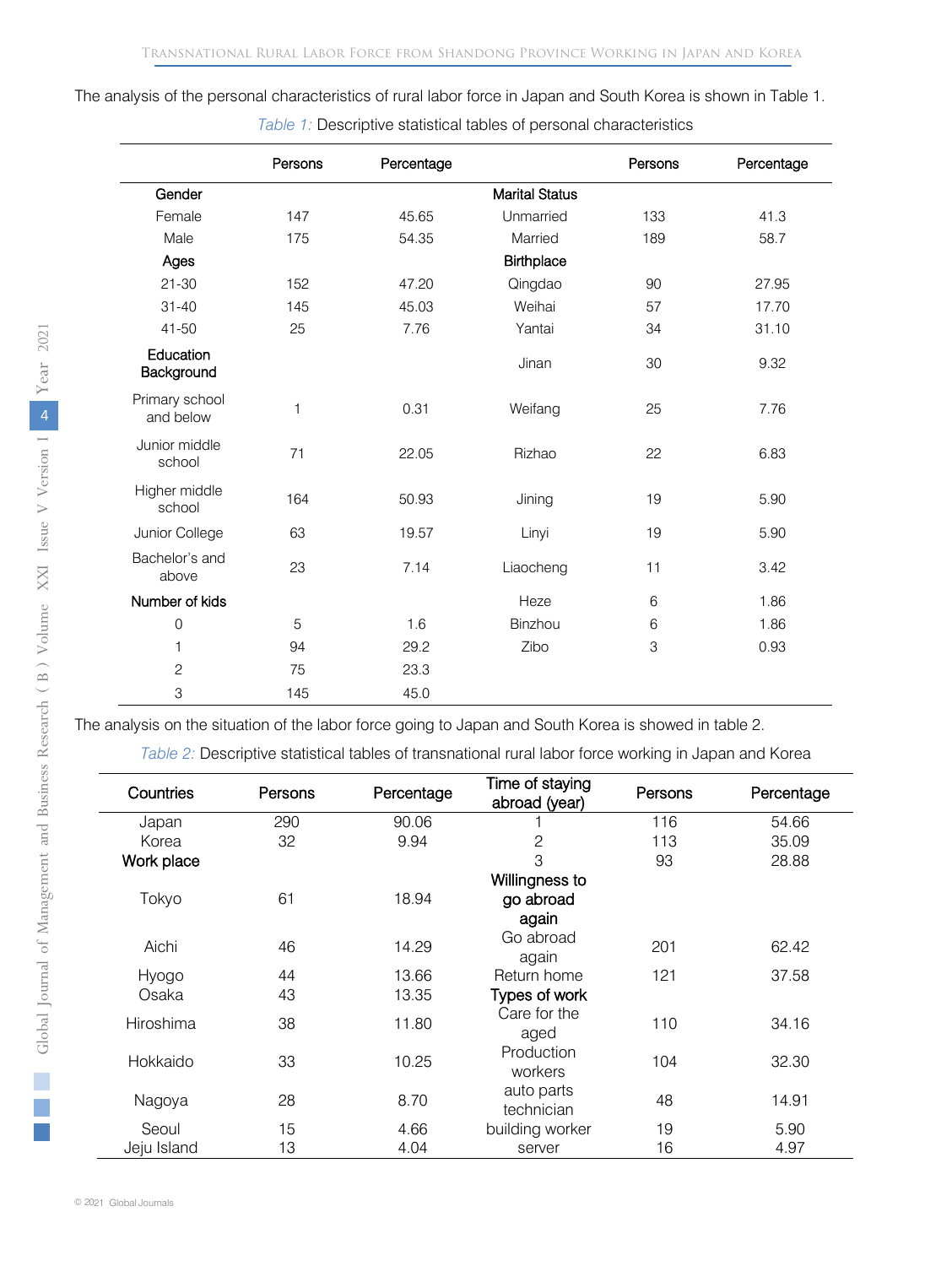The analysis of the personal characteristics of rural labor force in Japan and South Korea is shown in Table 1.

*Table 1:* Descriptive statistical tables of personal characteristics

| | Persons | Percentage | | Persons | Percentage |
|---|---|---|---|---|---|
| **Gender** | | | **Marital Status** | | |
| Female | 147 | 45.65 | Unmarried | 133 | 41.3 |
| Male | 175 | 54.35 | Married | 189 | 58.7 |
| **Ages** | | | **Birthplace** | | |
| 21-30 | 152 | 47.20 | Qingdao | 90 | 27.95 |
| 31-40 | 145 | 45.03 | Weihai | 57 | 17.70 |
| 41-50 | 25 | 7.76 | Yantai | 34 | 31.10 |
| **Education Background** | | | Jinan | 30 | 9.32 |
| Primary school and below | 1 | 0.31 | Weifang | 25 | 7.76 |
| Junior middle school | 71 | 22.05 | Rizhao | 22 | 6.83 |
| Higher middle school | 164 | 50.93 | Jining | 19 | 5.90 |
| Junior College | 63 | 19.57 | Linyi | 19 | 5.90 |
| Bachelor's and above | 23 | 7.14 | Liaocheng | 11 | 3.42 |
| **Number of kids** | | | Heze | 6 | 1.86 |
| 0 | 5 | 1.6 | Binzhou | 6 | 1.86 |
| 1 | 94 | 29.2 | Zibo | 3 | 0.93 |
| 2 | 75 | 23.3 | | | |
| 3 | 145 | 45.0 | | | |

The analysis on the situation of the labor force going to Japan and South Korea is showed in table 2.

*Table 2:* Descriptive statistical tables of transnational rural labor force working in Japan and Korea

| Countries | Persons | Percentage | Time of staying abroad (year) | Persons | Percentage |
|---|---|---|---|---|---|
| Japan | 290 | 90.06 | 1 | 116 | 54.66 |
| Korea | 32 | 9.94 | 2 | 113 | 35.09 |
| **Work place** | | | 3 | 93 | 28.88 |
| Tokyo | 61 | 18.94 | **Willingness to go abroad again** | | |
| Aichi | 46 | 14.29 | Go abroad again | 201 | 62.42 |
| Hyogo | 44 | 13.66 | Return home | 121 | 37.58 |
| Osaka | 43 | 13.35 | **Types of work** | | |
| Hiroshima | 38 | 11.80 | Care for the aged | 110 | 34.16 |
| Hokkaido | 33 | 10.25 | Production workers | 104 | 32.30 |
| Nagoya | 28 | 8.70 | auto parts technician | 48 | 14.91 |
| Seoul | 15 | 4.66 | building worker | 19 | 5.90 |
| Jeju Island | 13 | 4.04 | server | 16 | 4.97 |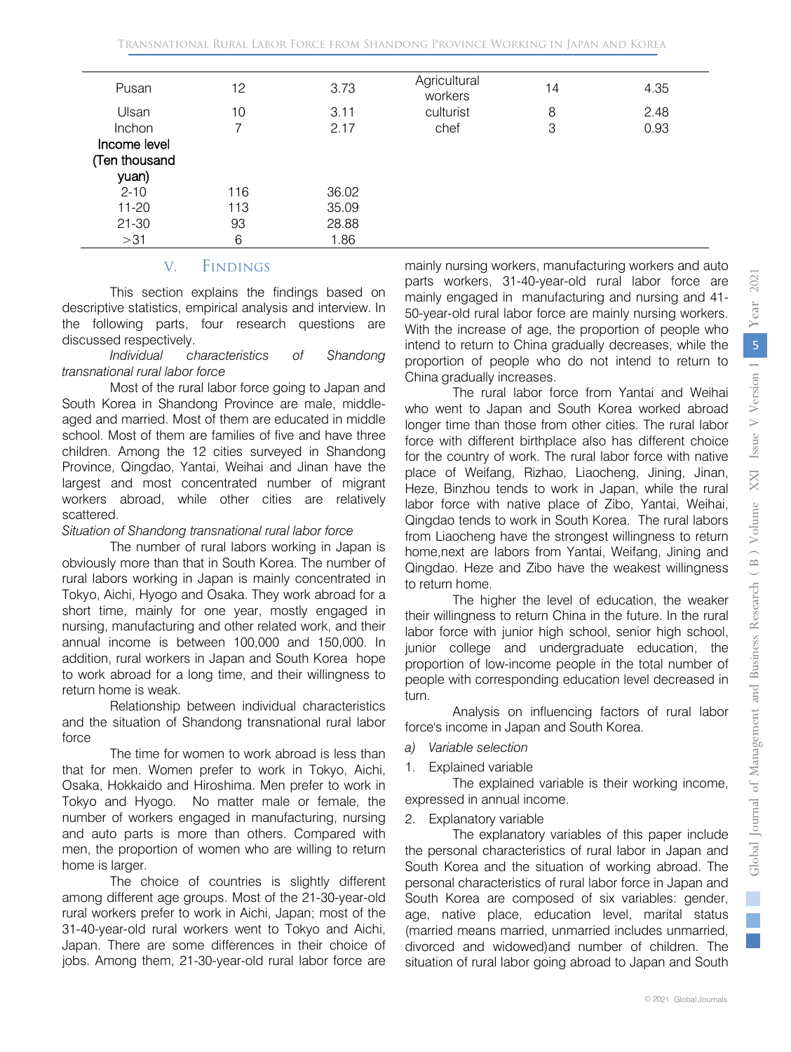| | | | | | |
|---|---|---|---|---|---|
| Pusan | 12 | 3.73 | Agricultural workers | 14 | 4.35 |
| Ulsan | 10 | 3.11 | culturist | 8 | 2.48 |
| Inchon | 7 | 2.17 | chef | 3 | 0.93 |
| **Income level (Ten thousand yuan)** | | | | | |
| 2-10 | 116 | 36.02 | | | |
| 11-20 | 113 | 35.09 | | | |
| 21-30 | 93 | 28.88 | | | |
| >31 | 6 | 1.86 | | | |

## V. Findings

This section explains the findings based on descriptive statistics, empirical analysis and interview. In the following parts, four research questions are discussed respectively.

*Individual characteristics of Shandong transnational rural labor force*

Most of the rural labor force going to Japan and South Korea in Shandong Province are male, middle-aged and married. Most of them are educated in middle school. Most of them are families of five and have three children. Among the 12 cities surveyed in Shandong Province, Qingdao, Yantai, Weihai and Jinan have the largest and most concentrated number of migrant workers abroad, while other cities are relatively scattered.

*Situation of Shandong transnational rural labor force*

The number of rural labors working in Japan is obviously more than that in South Korea. The number of rural labors working in Japan is mainly concentrated in Tokyo, Aichi, Hyogo and Osaka. They work abroad for a short time, mainly for one year, mostly engaged in nursing, manufacturing and other related work, and their annual income is between 100,000 and 150,000. In addition, rural workers in Japan and South Korea hope to work abroad for a long time, and their willingness to return home is weak.

Relationship between individual characteristics and the situation of Shandong transnational rural labor force

The time for women to work abroad is less than that for men. Women prefer to work in Tokyo, Aichi, Osaka, Hokkaido and Hiroshima. Men prefer to work in Tokyo and Hyogo. No matter male or female, the number of workers engaged in manufacturing, nursing and auto parts is more than others. Compared with men, the proportion of women who are willing to return home is larger.

The choice of countries is slightly different among different age groups. Most of the 21-30-year-old rural workers prefer to work in Aichi, Japan; most of the 31-40-year-old rural workers went to Tokyo and Aichi, Japan. There are some differences in their choice of jobs. Among them, 21-30-year-old rural labor force are mainly nursing workers, manufacturing workers and auto parts workers, 31-40-year-old rural labor force are mainly engaged in manufacturing and nursing and 41-50-year-old rural labor force are mainly nursing workers. With the increase of age, the proportion of people who intend to return to China gradually decreases, while the proportion of people who do not intend to return to China gradually increases.

The rural labor force from Yantai and Weihai who went to Japan and South Korea worked abroad longer time than those from other cities. The rural labor force with different birthplace also has different choice for the country of work. The rural labor force with native place of Weifang, Rizhao, Liaocheng, Jining, Jinan, Heze, Binzhou tends to work in Japan, while the rural labor force with native place of Zibo, Yantai, Weihai, Qingdao tends to work in South Korea. The rural labors from Liaocheng have the strongest willingness to return home,next are labors from Yantai, Weifang, Jining and Qingdao. Heze and Zibo have the weakest willingness to return home.

The higher the level of education, the weaker their willingness to return China in the future. In the rural labor force with junior high school, senior high school, junior college and undergraduate education, the proportion of low-income people in the total number of people with corresponding education level decreased in turn.

Analysis on influencing factors of rural labor force's income in Japan and South Korea.

*a) Variable selection*

1. Explained variable

The explained variable is their working income, expressed in annual income.

2. Explanatory variable

The explanatory variables of this paper include the personal characteristics of rural labor in Japan and South Korea and the situation of working abroad. The personal characteristics of rural labor force in Japan and South Korea are composed of six variables: gender, age, native place, education level, marital status (married means married, unmarried includes unmarried, divorced and widowed)and number of children. The situation of rural labor going abroad to Japan and South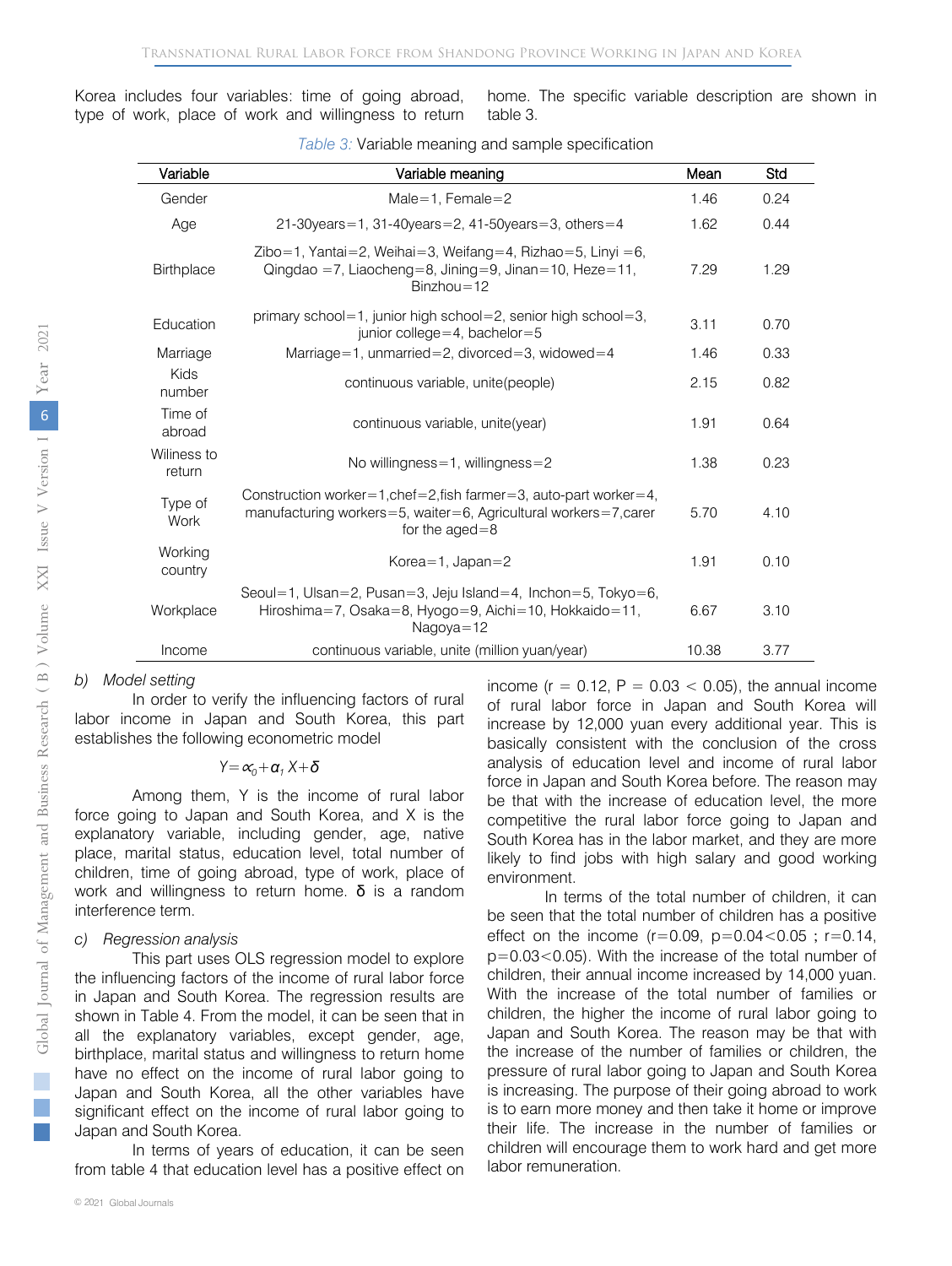Korea includes four variables: time of going abroad, type of work, place of work and willingness to return home. The specific variable description are shown in table 3.

*Table 3:* Variable meaning and sample specification

| Variable | Variable meaning | Mean | Std |
|---|---|---|---|
| Gender | Male=1, Female=2 | 1.46 | 0.24 |
| Age | 21-30years=1, 31-40years=2, 41-50years=3, others=4 | 1.62 | 0.44 |
| Birthplace | Zibo=1, Yantai=2, Weihai=3, Weifang=4, Rizhao=5, Linyi =6, Qingdao =7, Liaocheng=8, Jining=9, Jinan=10, Heze=11, Binzhou=12 | 7.29 | 1.29 |
| Education | primary school=1, junior high school=2, senior high school=3, junior college=4, bachelor=5 | 3.11 | 0.70 |
| Marriage | Marriage=1, unmarried=2, divorced=3, widowed=4 | 1.46 | 0.33 |
| Kids number | continuous variable, unite(people) | 2.15 | 0.82 |
| Time of abroad | continuous variable, unite(year) | 1.91 | 0.64 |
| Wiliness to return | No willingness=1, willingness=2 | 1.38 | 0.23 |
| Type of Work | Construction worker=1,chef=2,fish farmer=3, auto-part worker=4, manufacturing workers=5, waiter=6, Agricultural workers=7,carer for the aged=8 | 5.70 | 4.10 |
| Working country | Korea=1, Japan=2 | 1.91 | 0.10 |
| Workplace | Seoul=1, Ulsan=2, Pusan=3, Jeju Island=4, Inchon=5, Tokyo=6, Hiroshima=7, Osaka=8, Hyogo=9, Aichi=10, Hokkaido=11, Nagoya=12 | 6.67 | 3.10 |
| Income | continuous variable, unite (million yuan/year) | 10.38 | 3.77 |

*b) Model setting*

In order to verify the influencing factors of rural labor income in Japan and South Korea, this part establishes the following econometric model

$$Y=\alpha_0+\alpha_1 X+\delta$$

Among them, Y is the income of rural labor force going to Japan and South Korea, and X is the explanatory variable, including gender, age, native place, marital status, education level, total number of children, time of going abroad, type of work, place of work and willingness to return home. δ is a random interference term.

*c) Regression analysis*

This part uses OLS regression model to explore the influencing factors of the income of rural labor force in Japan and South Korea. The regression results are shown in Table 4. From the model, it can be seen that in all the explanatory variables, except gender, age, birthplace, marital status and willingness to return home have no effect on the income of rural labor going to Japan and South Korea, all the other variables have significant effect on the income of rural labor going to Japan and South Korea.

In terms of years of education, it can be seen from table 4 that education level has a positive effect on income ($r = 0.12$, $P = 0.03 < 0.05$), the annual income of rural labor force in Japan and South Korea will increase by 12,000 yuan every additional year. This is basically consistent with the conclusion of the cross analysis of education level and income of rural labor force in Japan and South Korea before. The reason may be that with the increase of education level, the more competitive the rural labor force going to Japan and South Korea has in the labor market, and they are more likely to find jobs with high salary and good working environment.

In terms of the total number of children, it can be seen that the total number of children has a positive effect on the income ($r=0.09$, $p=0.04<0.05$; $r=0.14$, $p=0.03<0.05$). With the increase of the total number of children, their annual income increased by 14,000 yuan. With the increase of the total number of families or children, the higher the income of rural labor going to Japan and South Korea. The reason may be that with the increase of the number of families or children, the pressure of rural labor going to Japan and South Korea is increasing. The purpose of their going abroad to work is to earn more money and then take it home or improve their life. The increase in the number of families or children will encourage them to work hard and get more labor remuneration.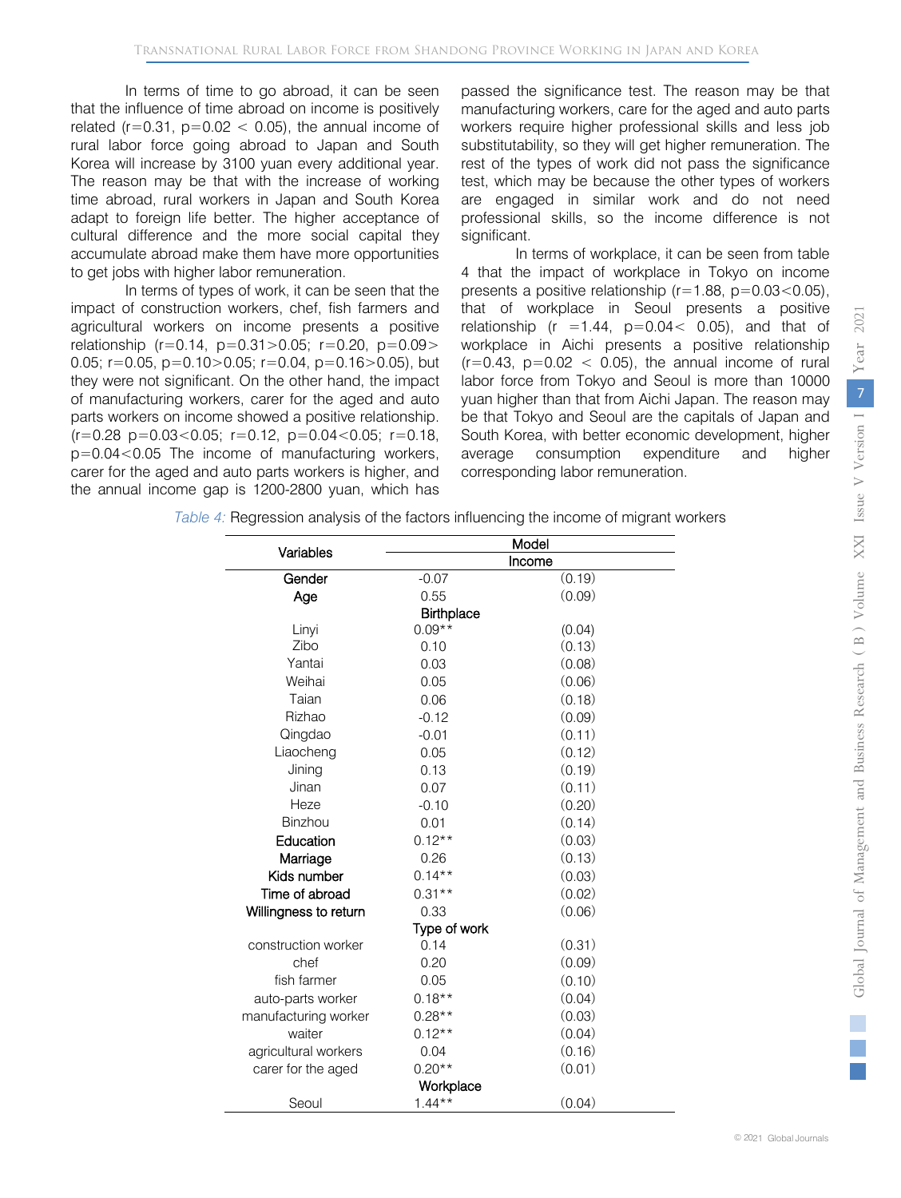In terms of time to go abroad, it can be seen that the influence of time abroad on income is positively related ($r=0.31$, $p=0.02 < 0.05$), the annual income of rural labor force going abroad to Japan and South Korea will increase by 3100 yuan every additional year. The reason may be that with the increase of working time abroad, rural workers in Japan and South Korea adapt to foreign life better. The higher acceptance of cultural difference and the more social capital they accumulate abroad make them have more opportunities to get jobs with higher labor remuneration.

In terms of types of work, it can be seen that the impact of construction workers, chef, fish farmers and agricultural workers on income presents a positive relationship ($r=0.14$, $p=0.31>0.05$; $r=0.20$, $p=0.09> 0.05$; $r=0.05$, $p=0.10>0.05$; $r=0.04$, $p=0.16>0.05$), but they were not significant. On the other hand, the impact of manufacturing workers, carer for the aged and auto parts workers on income showed a positive relationship. ($r=0.28$ $p=0.03<0.05$; $r=0.12$, $p=0.04<0.05$; $r=0.18$, $p=0.04<0.05$ The income of manufacturing workers, carer for the aged and auto parts workers is higher, and the annual income gap is 1200-2800 yuan, which has passed the significance test. The reason may be that manufacturing workers, care for the aged and auto parts workers require higher professional skills and less job substitutability, so they will get higher remuneration. The rest of the types of work did not pass the significance test, which may be because the other types of workers are engaged in similar work and do not need professional skills, so the income difference is not significant.

In terms of workplace, it can be seen from table 4 that the impact of workplace in Tokyo on income presents a positive relationship ($r=1.88$, $p=0.03<0.05$), that of workplace in Seoul presents a positive relationship ($r=1.44$, $p=0.04< 0.05$), and that of workplace in Aichi presents a positive relationship ($r=0.43$, $p=0.02 < 0.05$), the annual income of rural labor force from Tokyo and Seoul is more than 10000 yuan higher than that from Aichi Japan. The reason may be that Tokyo and Seoul are the capitals of Japan and South Korea, with better economic development, higher average consumption expenditure and higher corresponding labor remuneration.

*Table 4:* Regression analysis of the factors influencing the income of migrant workers

| Variables | Model | |
|---|---|---|
| | Income | |
| Gender | -0.07 | (0.19) |
| Age | 0.55 | (0.09) |
| | Birthplace | |
| Linyi | 0.09** | (0.04) |
| Zibo | 0.10 | (0.13) |
| Yantai | 0.03 | (0.08) |
| Weihai | 0.05 | (0.06) |
| Taian | 0.06 | (0.18) |
| Rizhao | -0.12 | (0.09) |
| Qingdao | -0.01 | (0.11) |
| Liaocheng | 0.05 | (0.12) |
| Jining | 0.13 | (0.19) |
| Jinan | 0.07 | (0.11) |
| Heze | -0.10 | (0.20) |
| Binzhou | 0.01 | (0.14) |
| Education | 0.12** | (0.03) |
| Marriage | 0.26 | (0.13) |
| Kids number | 0.14** | (0.03) |
| Time of abroad | 0.31** | (0.02) |
| Willingness to return | 0.33 | (0.06) |
| | Type of work | |
| construction worker | 0.14 | (0.31) |
| chef | 0.20 | (0.09) |
| fish farmer | 0.05 | (0.10) |
| auto-parts worker | 0.18** | (0.04) |
| manufacturing worker | 0.28** | (0.03) |
| waiter | 0.12** | (0.04) |
| agricultural workers | 0.04 | (0.16) |
| carer for the aged | 0.20** | (0.01) |
| | Workplace | |
| Seoul | 1.44** | (0.04) |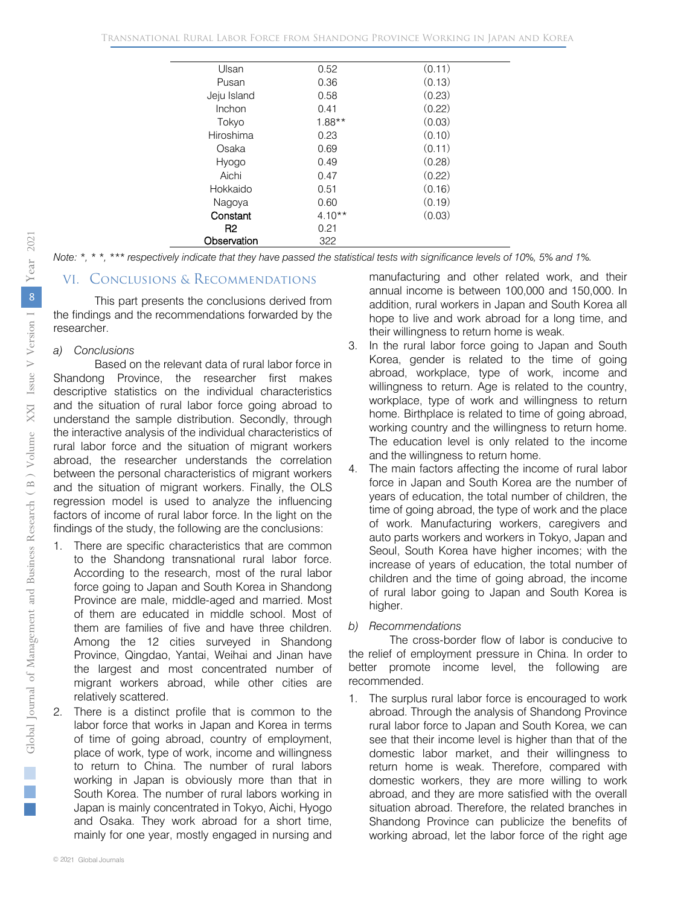| | | |
|---|---|---|
| Ulsan | 0.52 | (0.11) |
| Pusan | 0.36 | (0.13) |
| Jeju Island | 0.58 | (0.23) |
| Inchon | 0.41 | (0.22) |
| Tokyo | 1.88** | (0.03) |
| Hiroshima | 0.23 | (0.10) |
| Osaka | 0.69 | (0.11) |
| Hyogo | 0.49 | (0.28) |
| Aichi | 0.47 | (0.22) |
| Hokkaido | 0.51 | (0.16) |
| Nagoya | 0.60 | (0.19) |
| **Constant** | 4.10** | (0.03) |
| **R2** | 0.21 | |
| **Observation** | 322 | |

*Note: *, * *, *** respectively indicate that they have passed the statistical tests with significance levels of 10%, 5% and 1%.*

## VI. Conclusions & Recommendations

This part presents the conclusions derived from the findings and the recommendations forwarded by the researcher.

*a) Conclusions*

Based on the relevant data of rural labor force in Shandong Province, the researcher first makes descriptive statistics on the individual characteristics and the situation of rural labor force going abroad to understand the sample distribution. Secondly, through the interactive analysis of the individual characteristics of rural labor force and the situation of migrant workers abroad, the researcher understands the correlation between the personal characteristics of migrant workers and the situation of migrant workers. Finally, the OLS regression model is used to analyze the influencing factors of income of rural labor force. In the light on the findings of the study, the following are the conclusions:

1. There are specific characteristics that are common to the Shandong transnational rural labor force. According to the research, most of the rural labor force going to Japan and South Korea in Shandong Province are male, middle-aged and married. Most of them are educated in middle school. Most of them are families of five and have three children. Among the 12 cities surveyed in Shandong Province, Qingdao, Yantai, Weihai and Jinan have the largest and most concentrated number of migrant workers abroad, while other cities are relatively scattered.
2. There is a distinct profile that is common to the labor force that works in Japan and Korea in terms of time of going abroad, country of employment, place of work, type of work, income and willingness to return to China. The number of rural labors working in Japan is obviously more than that in South Korea. The number of rural labors working in Japan is mainly concentrated in Tokyo, Aichi, Hyogo and Osaka. They work abroad for a short time, mainly for one year, mostly engaged in nursing and manufacturing and other related work, and their annual income is between 100,000 and 150,000. In addition, rural workers in Japan and South Korea all hope to live and work abroad for a long time, and their willingness to return home is weak.
3. In the rural labor force going to Japan and South Korea, gender is related to the time of going abroad, workplace, type of work, income and willingness to return. Age is related to the country, workplace, type of work and willingness to return home. Birthplace is related to time of going abroad, working country and the willingness to return home. The education level is only related to the income and the willingness to return home.
4. The main factors affecting the income of rural labor force in Japan and South Korea are the number of years of education, the total number of children, the time of going abroad, the type of work. Manufacturing workers, caregivers and auto parts workers and workers in Tokyo, Japan and Seoul, South Korea have higher incomes; with the increase of years of education, the total number of children and the time of going abroad, the income of rural labor going to Japan and South Korea is higher.

*b) Recommendations*

The cross-border flow of labor is conducive to the relief of employment pressure in China. In order to better promote income level, the following are recommended.

1. The surplus rural labor force is encouraged to work abroad. Through the analysis of Shandong Province rural labor force to Japan and South Korea, we can see that their income level is higher than that of the domestic labor market, and their willingness to return home is weak. Therefore, compared with domestic workers, they are more willing to work abroad, and they are more satisfied with the overall situation abroad. Therefore, the related branches in Shandong Province can publicize the benefits of working abroad, let the labor force of the right age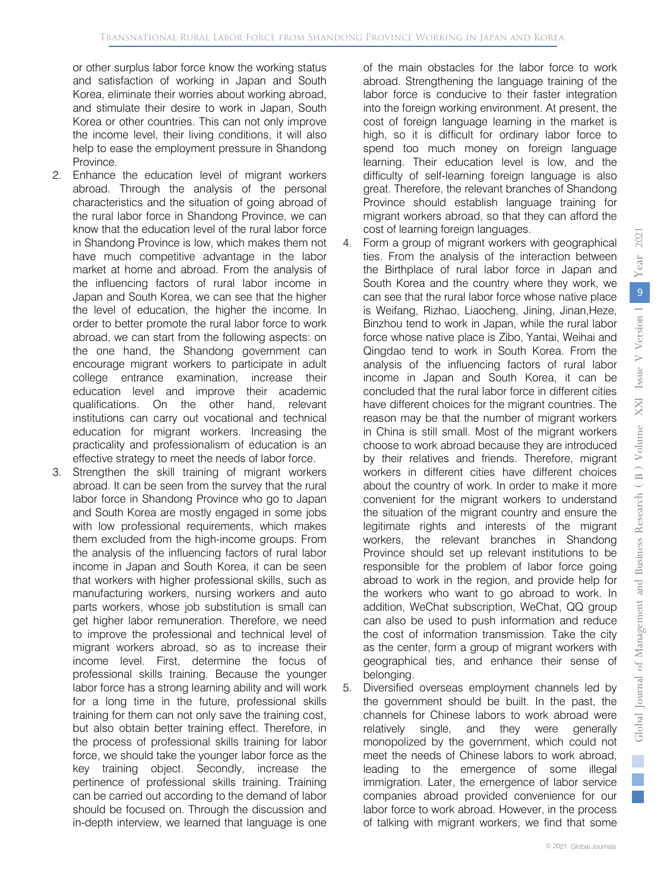or other surplus labor force know the working status and satisfaction of working in Japan and South Korea, eliminate their worries about working abroad, and stimulate their desire to work in Japan, South Korea or other countries. This can not only improve the income level, their living conditions, it will also help to ease the employment pressure in Shandong Province.

2. Enhance the education level of migrant workers abroad. Through the analysis of the personal characteristics and the situation of going abroad of the rural labor force in Shandong Province, we can know that the education level of the rural labor force in Shandong Province is low, which makes them not have much competitive advantage in the labor market at home and abroad. From the analysis of the influencing factors of rural labor income in Japan and South Korea, we can see that the higher the level of education, the higher the income. In order to better promote the rural labor force to work abroad, we can start from the following aspects: on the one hand, the Shandong government can encourage migrant workers to participate in adult college entrance examination, increase their education level and improve their academic qualifications. On the other hand, relevant institutions can carry out vocational and technical education for migrant workers. Increasing the practicality and professionalism of education is an effective strategy to meet the needs of labor force.
3. Strengthen the skill training of migrant workers abroad. It can be seen from the survey that the rural labor force in Shandong Province who go to Japan and South Korea are mostly engaged in some jobs with low professional requirements, which makes them excluded from the high-income groups. From the analysis of the influencing factors of rural labor income in Japan and South Korea, it can be seen that workers with higher professional skills, such as manufacturing workers, nursing workers and auto parts workers, whose job substitution is small can get higher labor remuneration. Therefore, we need to improve the professional and technical level of migrant workers abroad, so as to increase their income level. First, determine the focus of professional skills training. Because the younger labor force has a strong learning ability and will work for a long time in the future, professional skills training for them can not only save the training cost, but also obtain better training effect. Therefore, in the process of professional skills training for labor force, we should take the younger labor force as the key training object. Secondly, increase the pertinence of professional skills training. Training can be carried out according to the demand of labor should be focused on. Through the discussion and in-depth interview, we learned that language is one of the main obstacles for the labor force to work abroad. Strengthening the language training of the labor force is conducive to their faster integration into the foreign working environment. At present, the cost of foreign language learning in the market is high, so it is difficult for ordinary labor force to spend too much money on foreign language learning. Their education level is low, and the difficulty of self-learning foreign language is also great. Therefore, the relevant branches of Shandong Province should establish language training for migrant workers abroad, so that they can afford the cost of learning foreign languages.
4. Form a group of migrant workers with geographical ties. From the analysis of the interaction between the Birthplace of rural labor force in Japan and South Korea and the country where they work, we can see that the rural labor force whose native place is Weifang, Rizhao, Liaocheng, Jining, Jinan,Heze, Binzhou tend to work in Japan, while the rural labor force whose native place is Zibo, Yantai, Weihai and Qingdao tend to work in South Korea. From the analysis of the influencing factors of rural labor income in Japan and South Korea, it can be concluded that the rural labor force in different cities have different choices for the migrant countries. The reason may be that the number of migrant workers in China is still small. Most of the migrant workers choose to work abroad because they are introduced by their relatives and friends. Therefore, migrant workers in different cities have different choices about the country of work. In order to make it more convenient for the migrant workers to understand the situation of the migrant country and ensure the legitimate rights and interests of the migrant workers, the relevant branches in Shandong Province should set up relevant institutions to be responsible for the problem of labor force going abroad to work in the region, and provide help for the workers who want to go abroad to work. In addition, WeChat subscription, WeChat, QQ group can also be used to push information and reduce the cost of information transmission. Take the city as the center, form a group of migrant workers with geographical ties, and enhance their sense of belonging.
5. Diversified overseas employment channels led by the government should be built. In the past, the channels for Chinese labors to work abroad were relatively single, and they were generally monopolized by the government, which could not meet the needs of Chinese labors to work abroad, leading to the emergence of some illegal immigration. Later, the emergence of labor service companies abroad provided convenience for our labor force to work abroad. However, in the process of talking with migrant workers, we find that some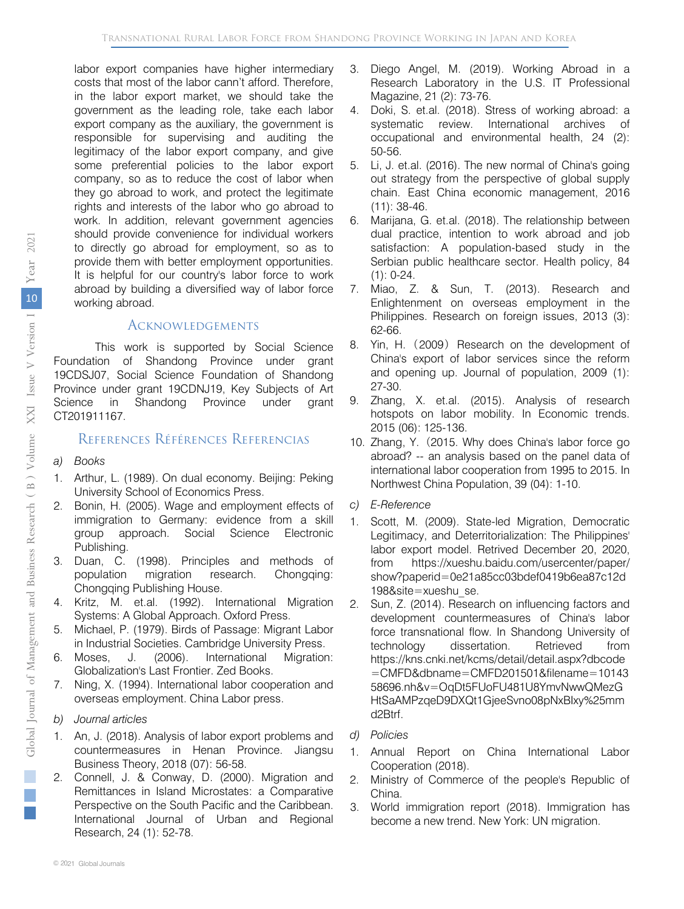labor export companies have higher intermediary costs that most of the labor cann't afford. Therefore, in the labor export market, we should take the government as the leading role, take each labor export company as the auxiliary, the government is responsible for supervising and auditing the legitimacy of the labor export company, and give some preferential policies to the labor export company, so as to reduce the cost of labor when they go abroad to work, and protect the legitimate rights and interests of the labor who go abroad to work. In addition, relevant government agencies should provide convenience for individual workers to directly go abroad for employment, so as to provide them with better employment opportunities. It is helpful for our country's labor force to work abroad by building a diversified way of labor force working abroad.

## Acknowledgements

This work is supported by Social Science Foundation of Shandong Province under grant 19CDSJ07, Social Science Foundation of Shandong Province under grant 19CDNJ19, Key Subjects of Art Science in Shandong Province under grant CT201911167.

## References Références Referencias

*a) Books*

1. Arthur, L. (1989). On dual economy. Beijing: Peking University School of Economics Press.
2. Bonin, H. (2005). Wage and employment effects of immigration to Germany: evidence from a skill group approach. Social Science Electronic Publishing.
3. Duan, C. (1998). Principles and methods of population migration research. Chongqing: Chongqing Publishing House.
4. Kritz, M. et.al. (1992). International Migration Systems: A Global Approach. Oxford Press.
5. Michael, P. (1979). Birds of Passage: Migrant Labor in Industrial Societies. Cambridge University Press.
6. Moses, J. (2006). International Migration: Globalization's Last Frontier. Zed Books.
7. Ning, X. (1994). International labor cooperation and overseas employment. China Labor press.

*b) Journal articles*

1. An, J. (2018). Analysis of labor export problems and countermeasures in Henan Province. Jiangsu Business Theory, 2018 (07): 56-58.
2. Connell, J. & Conway, D. (2000). Migration and Remittances in Island Microstates: a Comparative Perspective on the South Pacific and the Caribbean. International Journal of Urban and Regional Research, 24 (1): 52-78.
3. Diego Angel, M. (2019). Working Abroad in a Research Laboratory in the U.S. IT Professional Magazine, 21 (2): 73-76.
4. Doki, S. et.al. (2018). Stress of working abroad: a systematic review. International archives of occupational and environmental health, 24 (2): 50-56.
5. Li, J. et.al. (2016). The new normal of China's going out strategy from the perspective of global supply chain. East China economic management, 2016 (11): 38-46.
6. Marijana, G. et.al. (2018). The relationship between dual practice, intention to work abroad and job satisfaction: A population-based study in the Serbian public healthcare sector. Health policy, 84 (1): 0-24.
7. Miao, Z. & Sun, T. (2013). Research and Enlightenment on overseas employment in the Philippines. Research on foreign issues, 2013 (3): 62-66.
8. Yin, H.（2009）Research on the development of China's export of labor services since the reform and opening up. Journal of population, 2009 (1): 27-30.
9. Zhang, X. et.al. (2015). Analysis of research hotspots on labor mobility. In Economic trends. 2015 (06): 125-136.
10. Zhang, Y.（2015. Why does China's labor force go abroad? -- an analysis based on the panel data of international labor cooperation from 1995 to 2015. In Northwest China Population, 39 (04): 1-10.

*c) E-Reference*

1. Scott, M. (2009). State-led Migration, Democratic Legitimacy, and Deterritorialization: The Philippines' labor export model. Retrived December 20, 2020, from https://xueshu.baidu.com/usercenter/paper/show?paperid=0e21a85cc03bdef0419b6ea87c12d198&site=xueshu_se.
2. Sun, Z. (2014). Research on influencing factors and development countermeasures of China's labor force transnational flow. In Shandong University of technology dissertation. Retrieved from https://kns.cnki.net/kcms/detail/detail.aspx?dbcode=CMFD&dbname=CMFD201501&filename=1014358696.nh&v=OqDt5FUoFU481U8YmvNwwQMezGHtSaAMPzqeD9DXQt1GjeeSvno08pNxBlxy%25mmd2Btrf.

*d) Policies*

1. Annual Report on China International Labor Cooperation (2018).
2. Ministry of Commerce of the people's Republic of China.
3. World immigration report (2018). Immigration has become a new trend. New York: UN migration.